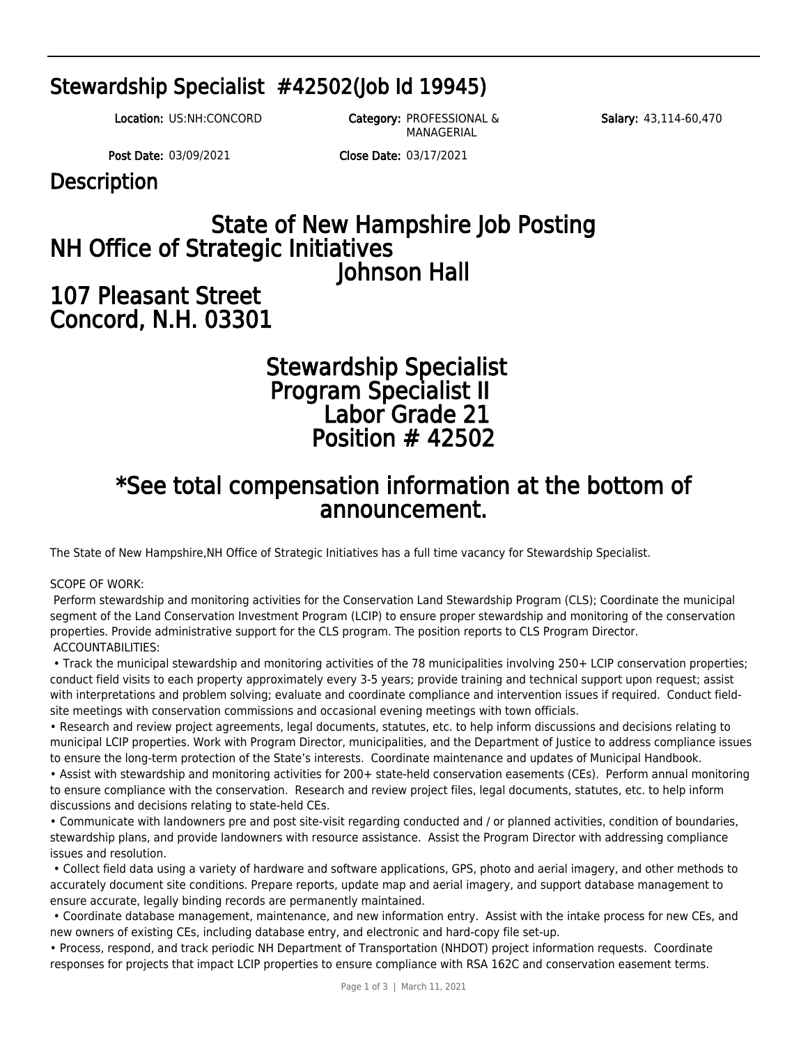# Stewardship Specialist #42502(Job Id 19945)

**Location:** US:NH:CONCORD **Category:** PROFESSIONAL & MANAGERIAL **Salary:** 43,114-60,470

**Post Date:** 03/09/2021 **Close Date:** 03/17/2021

## Description

## State of New Hampshire Job Posting
## NH Office of Strategic Initiatives
## Johnson Hall
## 107 Pleasant Street
## Concord, N.H. 03301

## Stewardship Specialist
## Program Specialist II
## Labor Grade 21
## Position # 42502

## *See total compensation information at the bottom of announcement.

The State of New Hampshire,NH Office of Strategic Initiatives has a full time vacancy for Stewardship Specialist.

SCOPE OF WORK:
Perform stewardship and monitoring activities for the Conservation Land Stewardship Program (CLS); Coordinate the municipal segment of the Land Conservation Investment Program (LCIP) to ensure proper stewardship and monitoring of the conservation properties. Provide administrative support for the CLS program. The position reports to CLS Program Director.

ACCOUNTABILITIES:

- Track the municipal stewardship and monitoring activities of the 78 municipalities involving 250+ LCIP conservation properties; conduct field visits to each property approximately every 3-5 years; provide training and technical support upon request; assist with interpretations and problem solving; evaluate and coordinate compliance and intervention issues if required. Conduct field-site meetings with conservation commissions and occasional evening meetings with town officials.
- Research and review project agreements, legal documents, statutes, etc. to help inform discussions and decisions relating to municipal LCIP properties. Work with Program Director, municipalities, and the Department of Justice to address compliance issues to ensure the long-term protection of the State's interests. Coordinate maintenance and updates of Municipal Handbook.
- Assist with stewardship and monitoring activities for 200+ state-held conservation easements (CEs). Perform annual monitoring to ensure compliance with the conservation. Research and review project files, legal documents, statutes, etc. to help inform discussions and decisions relating to state-held CEs.
- Communicate with landowners pre and post site-visit regarding conducted and / or planned activities, condition of boundaries, stewardship plans, and provide landowners with resource assistance. Assist the Program Director with addressing compliance issues and resolution.
- Collect field data using a variety of hardware and software applications, GPS, photo and aerial imagery, and other methods to accurately document site conditions. Prepare reports, update map and aerial imagery, and support database management to ensure accurate, legally binding records are permanently maintained.
- Coordinate database management, maintenance, and new information entry. Assist with the intake process for new CEs, and new owners of existing CEs, including database entry, and electronic and hard-copy file set-up.
- Process, respond, and track periodic NH Department of Transportation (NHDOT) project information requests. Coordinate responses for projects that impact LCIP properties to ensure compliance with RSA 162C and conservation easement terms.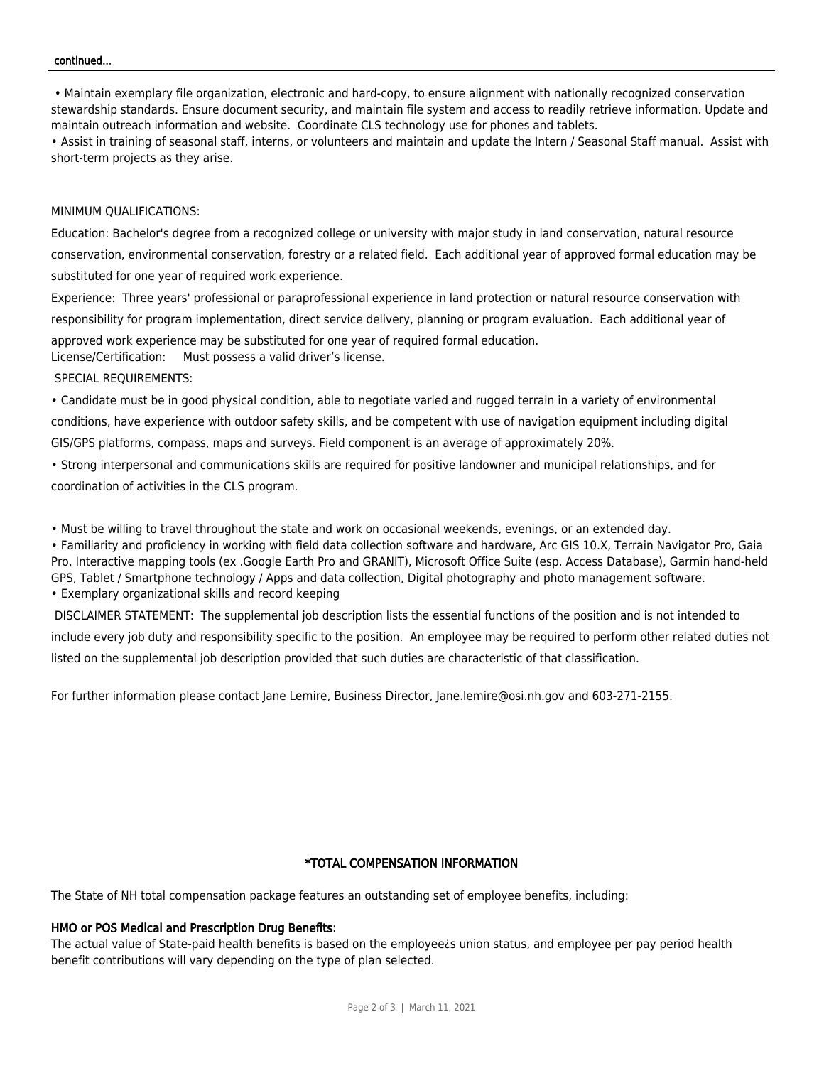continued...

• Maintain exemplary file organization, electronic and hard-copy, to ensure alignment with nationally recognized conservation stewardship standards. Ensure document security, and maintain file system and access to readily retrieve information. Update and maintain outreach information and website. Coordinate CLS technology use for phones and tablets.

• Assist in training of seasonal staff, interns, or volunteers and maintain and update the Intern / Seasonal Staff manual. Assist with short-term projects as they arise.

MINIMUM QUALIFICATIONS:

Education: Bachelor's degree from a recognized college or university with major study in land conservation, natural resource conservation, environmental conservation, forestry or a related field. Each additional year of approved formal education may be substituted for one year of required work experience.

Experience: Three years' professional or paraprofessional experience in land protection or natural resource conservation with responsibility for program implementation, direct service delivery, planning or program evaluation. Each additional year of approved work experience may be substituted for one year of required formal education.

License/Certification: Must possess a valid driver's license.

SPECIAL REQUIREMENTS:

• Candidate must be in good physical condition, able to negotiate varied and rugged terrain in a variety of environmental conditions, have experience with outdoor safety skills, and be competent with use of navigation equipment including digital GIS/GPS platforms, compass, maps and surveys. Field component is an average of approximately 20%.

• Strong interpersonal and communications skills are required for positive landowner and municipal relationships, and for coordination of activities in the CLS program.

• Must be willing to travel throughout the state and work on occasional weekends, evenings, or an extended day.

• Familiarity and proficiency in working with field data collection software and hardware, Arc GIS 10.X, Terrain Navigator Pro, Gaia Pro, Interactive mapping tools (ex .Google Earth Pro and GRANIT), Microsoft Office Suite (esp. Access Database), Garmin hand-held GPS, Tablet / Smartphone technology / Apps and data collection, Digital photography and photo management software.

• Exemplary organizational skills and record keeping

DISCLAIMER STATEMENT: The supplemental job description lists the essential functions of the position and is not intended to include every job duty and responsibility specific to the position. An employee may be required to perform other related duties not listed on the supplemental job description provided that such duties are characteristic of that classification.

For further information please contact Jane Lemire, Business Director, Jane.lemire@osi.nh.gov and 603-271-2155.

## *TOTAL COMPENSATION INFORMATION

The State of NH total compensation package features an outstanding set of employee benefits, including:

**HMO or POS Medical and Prescription Drug Benefits:**

The actual value of State-paid health benefits is based on the employee¿s union status, and employee per pay period health benefit contributions will vary depending on the type of plan selected.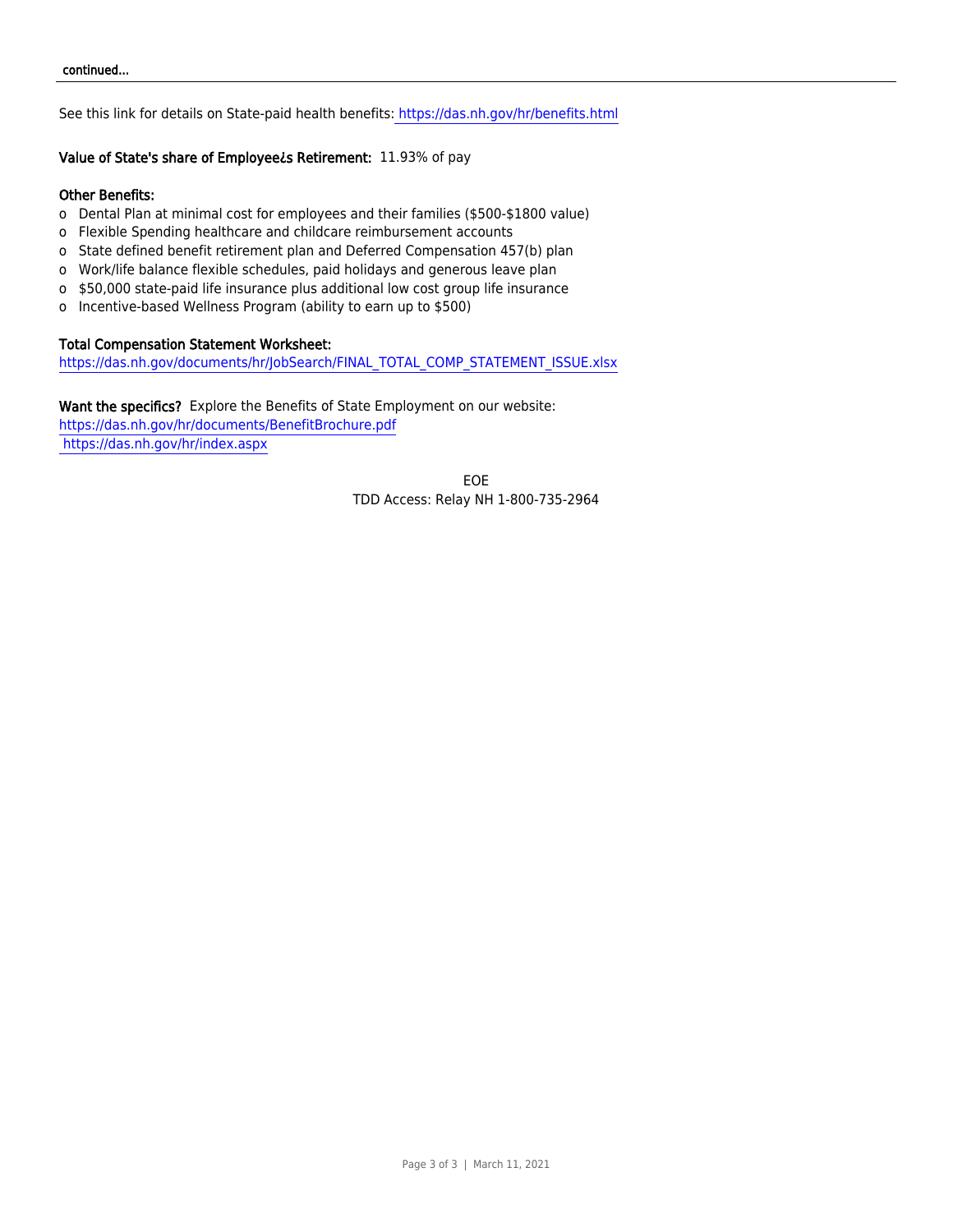continued...

See this link for details on State-paid health benefits: https://das.nh.gov/hr/benefits.html

**Value of State's share of Employee¿s Retirement:** 11.93% of pay

**Other Benefits:**

- o Dental Plan at minimal cost for employees and their families ($500-$1800 value)
- o Flexible Spending healthcare and childcare reimbursement accounts
- o State defined benefit retirement plan and Deferred Compensation 457(b) plan
- o Work/life balance flexible schedules, paid holidays and generous leave plan
- o $50,000 state-paid life insurance plus additional low cost group life insurance
- o Incentive-based Wellness Program (ability to earn up to $500)

**Total Compensation Statement Worksheet:**
https://das.nh.gov/documents/hr/JobSearch/FINAL_TOTAL_COMP_STATEMENT_ISSUE.xlsx

**Want the specifics?** Explore the Benefits of State Employment on our website:
https://das.nh.gov/hr/documents/BenefitBrochure.pdf
https://das.nh.gov/hr/index.aspx

EOE
TDD Access: Relay NH 1-800-735-2964